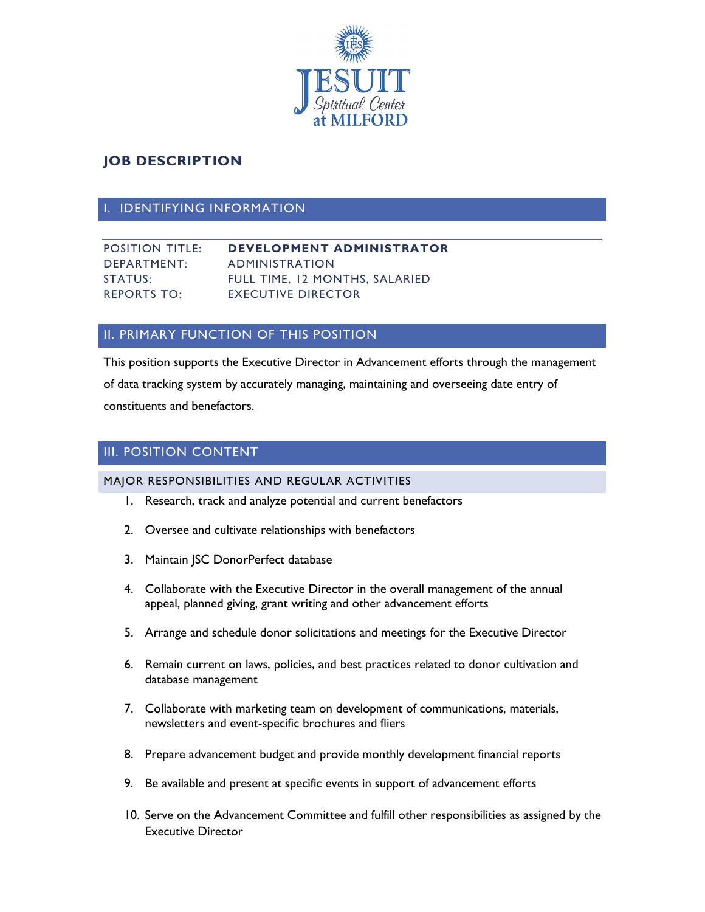# JOB DESCRIPTION

## I. IDENTIFYING INFORMATION

| | |
|---|---|
| POSITION TITLE: | **DEVELOPMENT ADMINISTRATOR** |
| DEPARTMENT: | ADMINISTRATION |
| STATUS: | FULL TIME, 12 MONTHS, SALARIED |
| REPORTS TO: | EXECUTIVE DIRECTOR |

## II. PRIMARY FUNCTION OF THIS POSITION

This position supports the Executive Director in Advancement efforts through the management of data tracking system by accurately managing, maintaining and overseeing date entry of constituents and benefactors.

## III. POSITION CONTENT

### MAJOR RESPONSIBILITIES AND REGULAR ACTIVITIES

1. Research, track and analyze potential and current benefactors
2. Oversee and cultivate relationships with benefactors
3. Maintain JSC DonorPerfect database
4. Collaborate with the Executive Director in the overall management of the annual appeal, planned giving, grant writing and other advancement efforts
5. Arrange and schedule donor solicitations and meetings for the Executive Director
6. Remain current on laws, policies, and best practices related to donor cultivation and database management
7. Collaborate with marketing team on development of communications, materials, newsletters and event-specific brochures and fliers
8. Prepare advancement budget and provide monthly development financial reports
9. Be available and present at specific events in support of advancement efforts
10. Serve on the Advancement Committee and fulfill other responsibilities as assigned by the Executive Director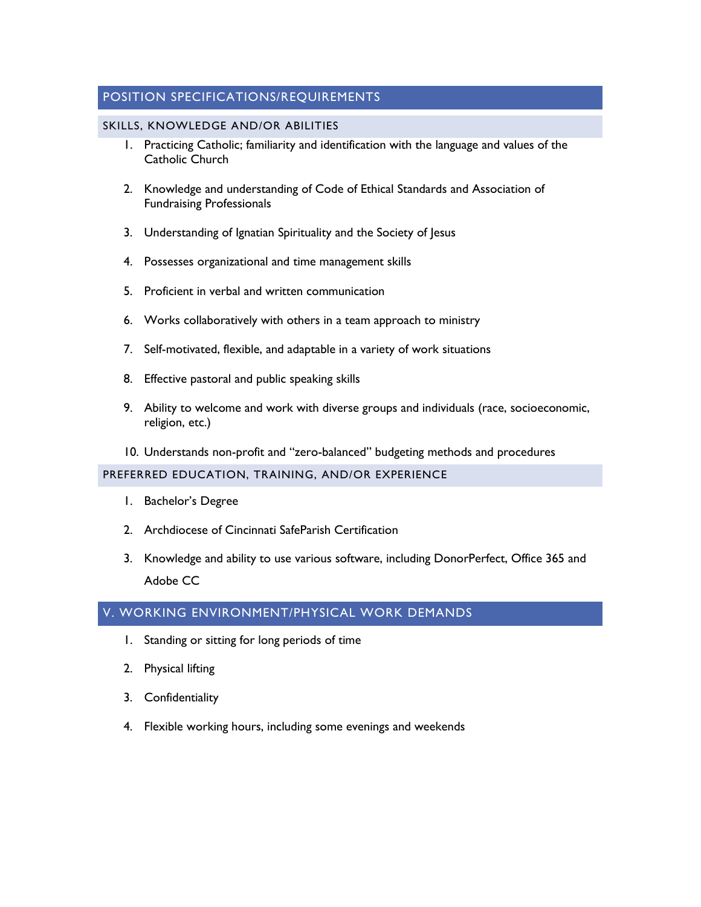## POSITION SPECIFICATIONS/REQUIREMENTS

### SKILLS, KNOWLEDGE AND/OR ABILITIES

1. Practicing Catholic; familiarity and identification with the language and values of the Catholic Church
2. Knowledge and understanding of Code of Ethical Standards and Association of Fundraising Professionals
3. Understanding of Ignatian Spirituality and the Society of Jesus
4. Possesses organizational and time management skills
5. Proficient in verbal and written communication
6. Works collaboratively with others in a team approach to ministry
7. Self-motivated, flexible, and adaptable in a variety of work situations
8. Effective pastoral and public speaking skills
9. Ability to welcome and work with diverse groups and individuals (race, socioeconomic, religion, etc.)
10. Understands non-profit and "zero-balanced" budgeting methods and procedures

### PREFERRED EDUCATION, TRAINING, AND/OR EXPERIENCE

1. Bachelor's Degree
2. Archdiocese of Cincinnati SafeParish Certification
3. Knowledge and ability to use various software, including DonorPerfect, Office 365 and Adobe CC

## V. WORKING ENVIRONMENT/PHYSICAL WORK DEMANDS

1. Standing or sitting for long periods of time
2. Physical lifting
3. Confidentiality
4. Flexible working hours, including some evenings and weekends